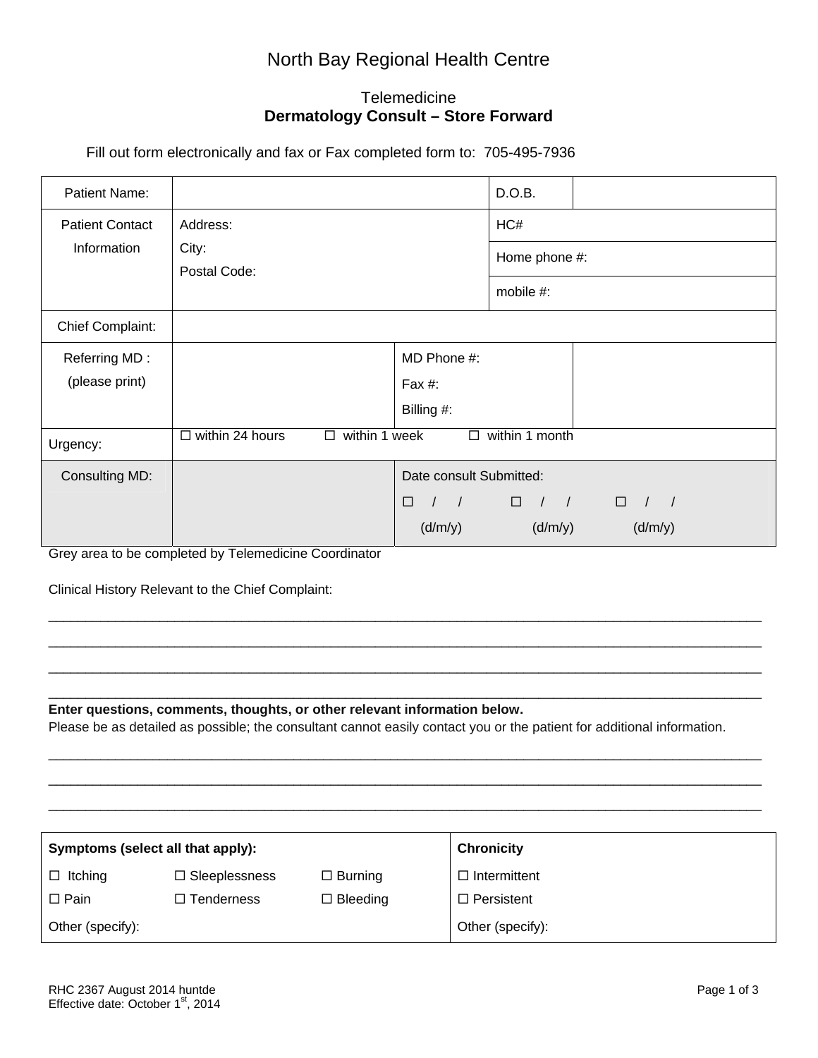# North Bay Regional Health Centre

## Telemedicine
## Dermatology Consult – Store Forward

Fill out form electronically and fax or Fax completed form to: 705-495-7936

| | | | |
|---|---|---|---|
| Patient Name: | | D.O.B. | |
| Patient Contact Information | Address:<br>City:<br>Postal Code: | HC#<br>Home phone #:<br>mobile #: | |
| Chief Complaint: | | | |
| Referring MD : (please print) | | MD Phone #:<br>Fax #:<br>Billing #: | |
| Urgency: | ☐ within 24 hours ☐ within 1 week ☐ within 1 month | | |
| Consulting MD: | | Date consult Submitted:<br>☐ / / (d/m/y) ☐ / / (d/m/y) ☐ / / (d/m/y) | |

Grey area to be completed by Telemedicine Coordinator

Clinical History Relevant to the Chief Complaint:

___________________________________________________________________________

___________________________________________________________________________

___________________________________________________________________________

___________________________________________________________________________

**Enter questions, comments, thoughts, or other relevant information below.**
Please be as detailed as possible; the consultant cannot easily contact you or the patient for additional information.

___________________________________________________________________________

___________________________________________________________________________

___________________________________________________________________________

| **Symptoms (select all that apply):** | | | **Chronicity** |
|---|---|---|---|
| ☐ Itching | ☐ Sleeplessness | ☐ Burning | ☐ Intermittent |
| ☐ Pain | ☐ Tenderness | ☐ Bleeding | ☐ Persistent |
| Other (specify): | | | Other (specify): |

RHC 2367 August 2014 huntde
Effective date: October 1st, 2014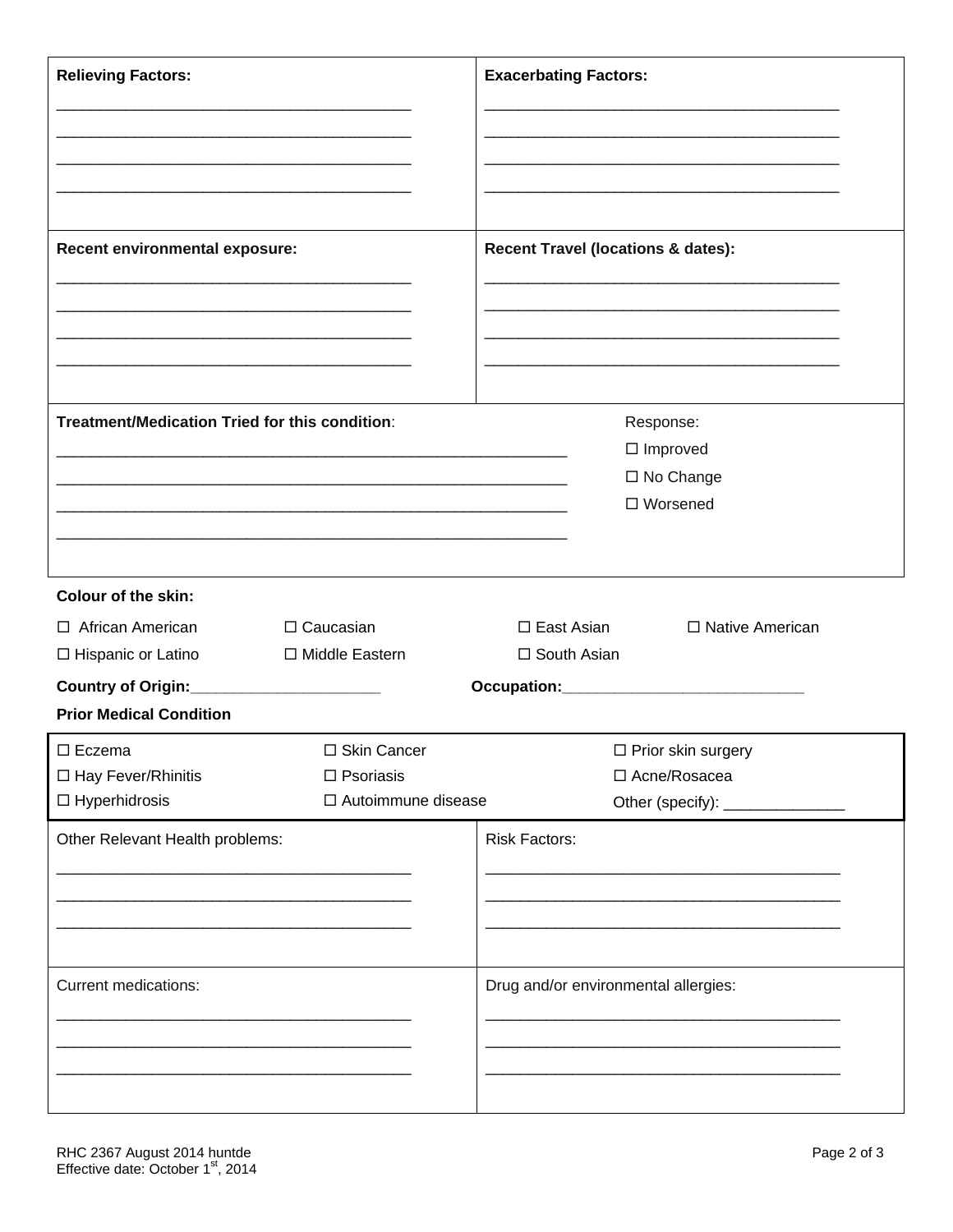| **Relieving Factors:** | **Exacerbating Factors:** |
|---|---|
| ______________________________________ | ______________________________________ |
| ______________________________________ | ______________________________________ |
| ______________________________________ | ______________________________________ |
| ______________________________________ | ______________________________________ |

| **Recent environmental exposure:** | **Recent Travel (locations & dates):** |
|---|---|
| ______________________________________ | ______________________________________ |
| ______________________________________ | ______________________________________ |
| ______________________________________ | ______________________________________ |
| ______________________________________ | ______________________________________ |

| **Treatment/Medication Tried for this condition**: | Response: |
|---|---|
| ________________________________________________________ | ☐ Improved |
| ________________________________________________________ | ☐ No Change |
| ________________________________________________________ | ☐ Worsened |
| ________________________________________________________ | |

**Colour of the skin:**

☐ African American ☐ Caucasian ☐ East Asian ☐ Native American

☐ Hispanic or Latino ☐ Middle Eastern ☐ South Asian

**Country of Origin:**____________________ **Occupation:**__________________________

**Prior Medical Condition**

| | | |
|---|---|---|
| ☐ Eczema | ☐ Skin Cancer | ☐ Prior skin surgery |
| ☐ Hay Fever/Rhinitis | ☐ Psoriasis | ☐ Acne/Rosacea |
| ☐ Hyperhidrosis | ☐ Autoimmune disease | Other (specify): ______________ |

| Other Relevant Health problems: | Risk Factors: |
|---|---|
| ______________________________________ | ______________________________________ |
| ______________________________________ | ______________________________________ |
| ______________________________________ | ______________________________________ |

| Current medications: | Drug and/or environmental allergies: |
|---|---|
| ______________________________________ | ______________________________________ |
| ______________________________________ | ______________________________________ |
| ______________________________________ | ______________________________________ |

RHC 2367 August 2014 huntde
Effective date: October 1st, 2014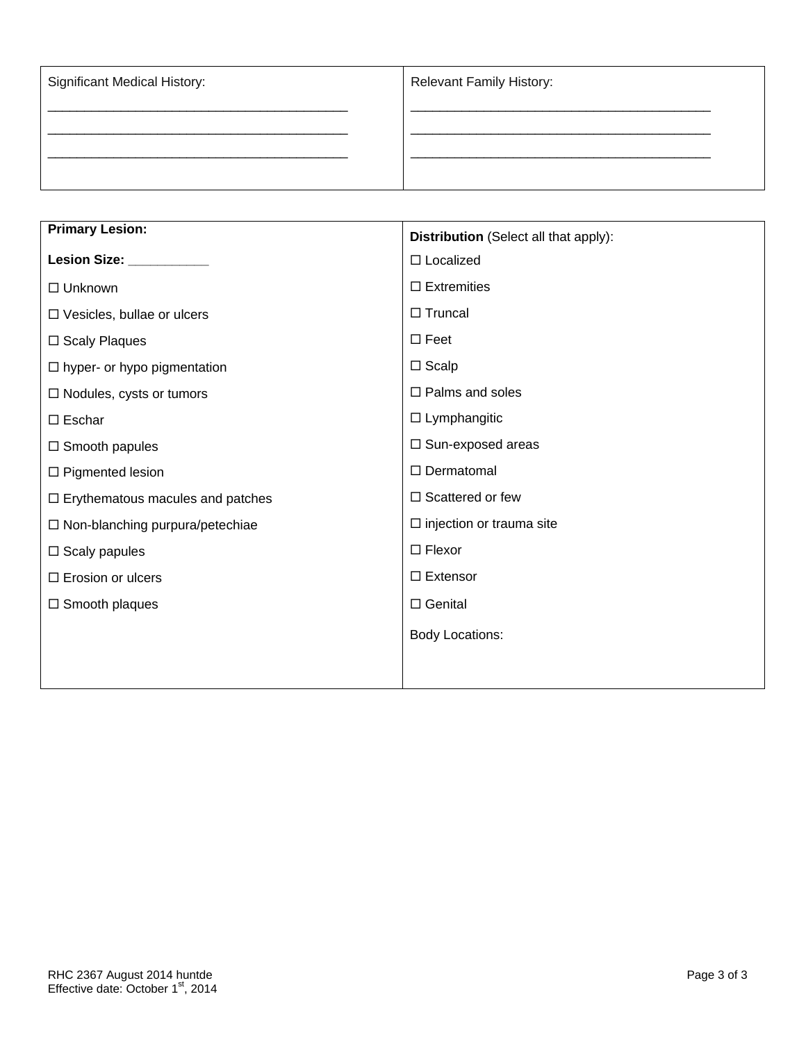| Significant Medical History: | Relevant Family History: |
| --- | --- |
| ________________________________________ | ________________________________________ |
| ________________________________________ | ________________________________________ |
| ________________________________________ | ________________________________________ |

| **Primary Lesion:** | **Distribution** (Select all that apply): |
| --- | --- |
| **Lesion Size:** ___________ | ☐ Localized |
| ☐ Unknown | ☐ Extremities |
| ☐ Vesicles, bullae or ulcers | ☐ Truncal |
| ☐ Scaly Plaques | ☐ Feet |
| ☐ hyper- or hypo pigmentation | ☐ Scalp |
| ☐ Nodules, cysts or tumors | ☐ Palms and soles |
| ☐ Eschar | ☐ Lymphangitic |
| ☐ Smooth papules | ☐ Sun-exposed areas |
| ☐ Pigmented lesion | ☐ Dermatomal |
| ☐ Erythematous macules and patches | ☐ Scattered or few |
| ☐ Non-blanching purpura/petechiae | ☐ injection or trauma site |
| ☐ Scaly papules | ☐ Flexor |
| ☐ Erosion or ulcers | ☐ Extensor |
| ☐ Smooth plaques | ☐ Genital |
| | Body Locations: |

RHC 2367 August 2014 huntde
Effective date: October 1st, 2014